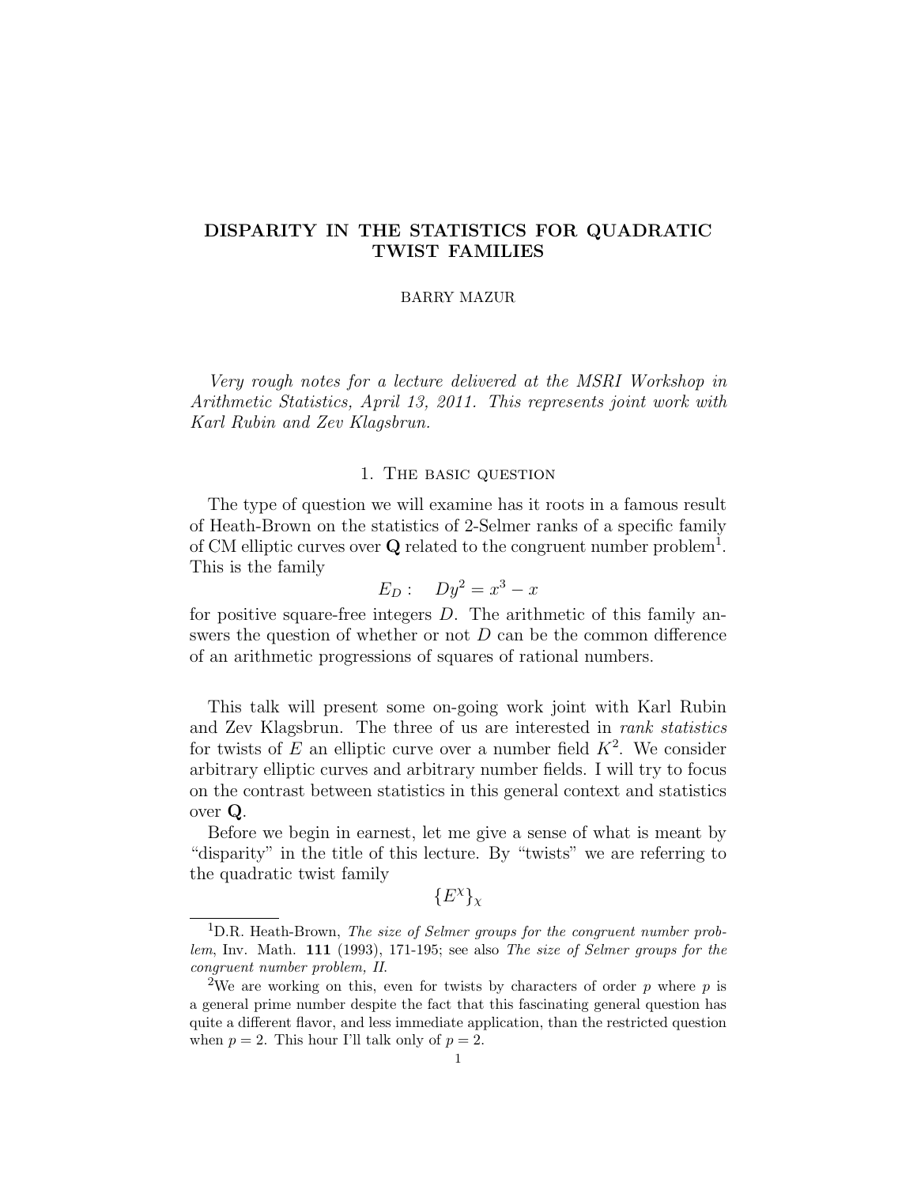# DISPARITY IN THE STATISTICS FOR QUADRATIC TWIST FAMILIES

BARRY MAZUR

*Very rough notes for a lecture delivered at the MSRI Workshop in Arithmetic Statistics, April 13, 2011. This represents joint work with Karl Rubin and Zev Klagsbrun.*

## 1. The basic question

The type of question we will examine has it roots in a famous result of Heath-Brown on the statistics of 2-Selmer ranks of a specific family of CM elliptic curves over $\mathbf{Q}$ related to the congruent number problem[1]. This is the family

$$E_D : \quad Dy^2 = x^3 - x$$

for positive square-free integers $D$. The arithmetic of this family answers the question of whether or not $D$ can be the common difference of an arithmetic progressions of squares of rational numbers.

This talk will present some on-going work joint with Karl Rubin and Zev Klagsbrun. The three of us are interested in *rank statistics* for twists of $E$ an elliptic curve over a number field $K$[2]. We consider arbitrary elliptic curves and arbitrary number fields. I will try to focus on the contrast between statistics in this general context and statistics over $\mathbf{Q}$.

Before we begin in earnest, let me give a sense of what is meant by "disparity" in the title of this lecture. By "twists" we are referring to the quadratic twist family

$$\{E^\chi\}_\chi$$

---

[1] D.R. Heath-Brown, *The size of Selmer groups for the congruent number problem*, Inv. Math. **111** (1993), 171-195; see also *The size of Selmer groups for the congruent number problem, II.*

[2] We are working on this, even for twists by characters of order $p$ where $p$ is a general prime number despite the fact that this fascinating general question has quite a different flavor, and less immediate application, than the restricted question when $p = 2$. This hour I'll talk only of $p = 2$.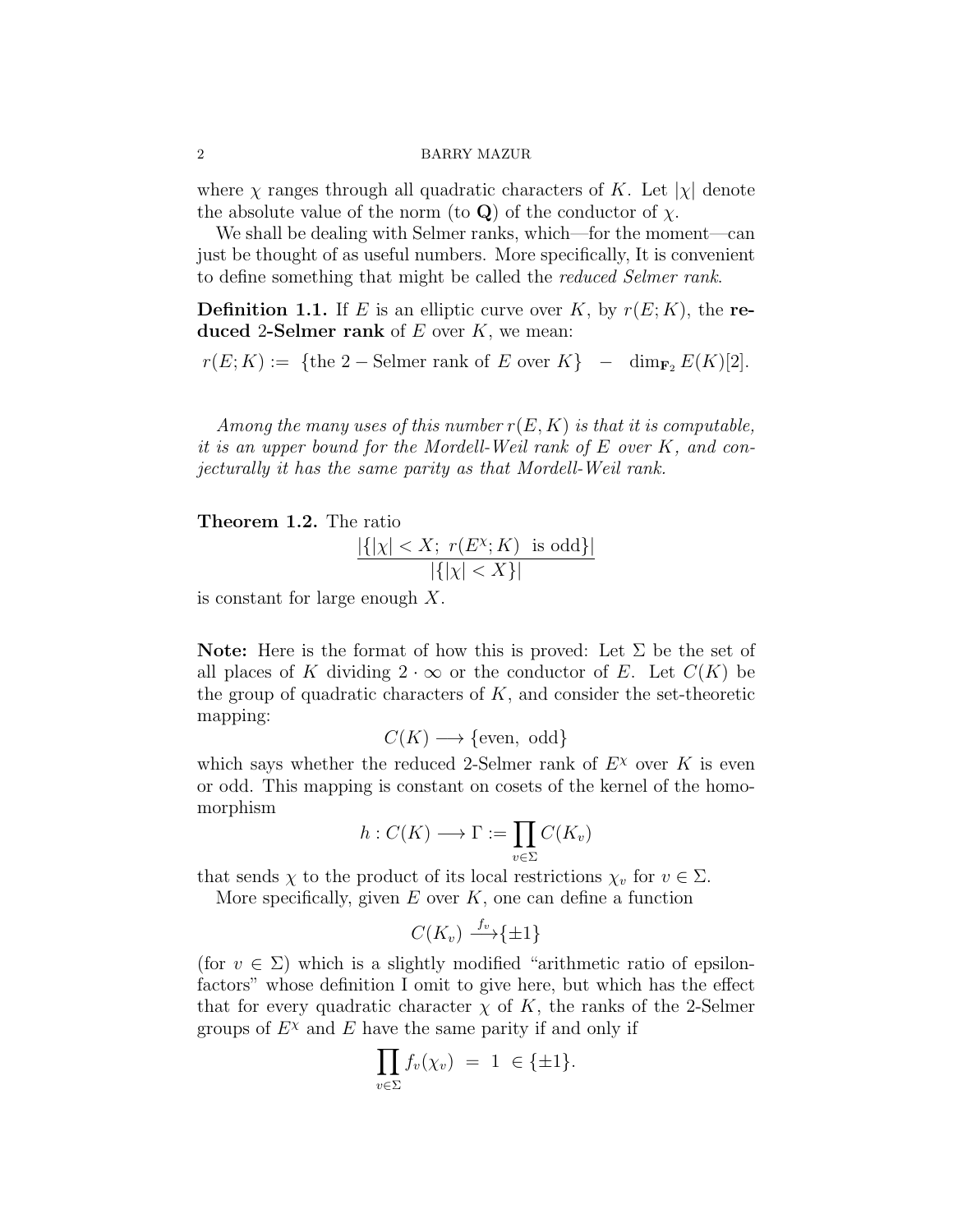where $\chi$ ranges through all quadratic characters of $K$. Let $|\chi|$ denote the absolute value of the norm (to $\mathbf{Q}$) of the conductor of $\chi$.

We shall be dealing with Selmer ranks, which—for the moment—can just be thought of as useful numbers. More specifically, It is convenient to define something that might be called the *reduced Selmer rank*.

**Definition 1.1.** If $E$ is an elliptic curve over $K$, by $r(E;K)$, the **reduced 2-Selmer rank** of $E$ over $K$, we mean:

$$r(E;K) := \{\text{the } 2-\text{Selmer rank of } E \text{ over } K\} \quad - \quad \dim_{\mathbf{F}_2} E(K)[2].$$

*Among the many uses of this number $r(E,K)$ is that it is computable, it is an upper bound for the Mordell-Weil rank of $E$ over $K$, and conjecturally it has the same parity as that Mordell-Weil rank.*

**Theorem 1.2.** The ratio

$$\frac{|\{|\chi| < X;\ r(E^{\chi};K) \ \text{ is odd}\}|}{|\{|\chi| < X\}|}$$

is constant for large enough $X$.

**Note:** Here is the format of how this is proved: Let $\Sigma$ be the set of all places of $K$ dividing $2 \cdot \infty$ or the conductor of $E$. Let $C(K)$ be the group of quadratic characters of $K$, and consider the set-theoretic mapping:

$$C(K) \longrightarrow \{\text{even, odd}\}$$

which says whether the reduced 2-Selmer rank of $E^{\chi}$ over $K$ is even or odd. This mapping is constant on cosets of the kernel of the homomorphism

$$h : C(K) \longrightarrow \Gamma := \prod_{v \in \Sigma} C(K_v)$$

that sends $\chi$ to the product of its local restrictions $\chi_v$ for $v \in \Sigma$.

More specifically, given $E$ over $K$, one can define a function

$$C(K_v) \xrightarrow{f_v} \{\pm 1\}$$

(for $v \in \Sigma$) which is a slightly modified "arithmetic ratio of epsilon-factors" whose definition I omit to give here, but which has the effect that for every quadratic character $\chi$ of $K$, the ranks of the 2-Selmer groups of $E^{\chi}$ and $E$ have the same parity if and only if

$$\prod_{v \in \Sigma} f_v(\chi_v) \ = \ 1 \ \in \{\pm 1\}.$$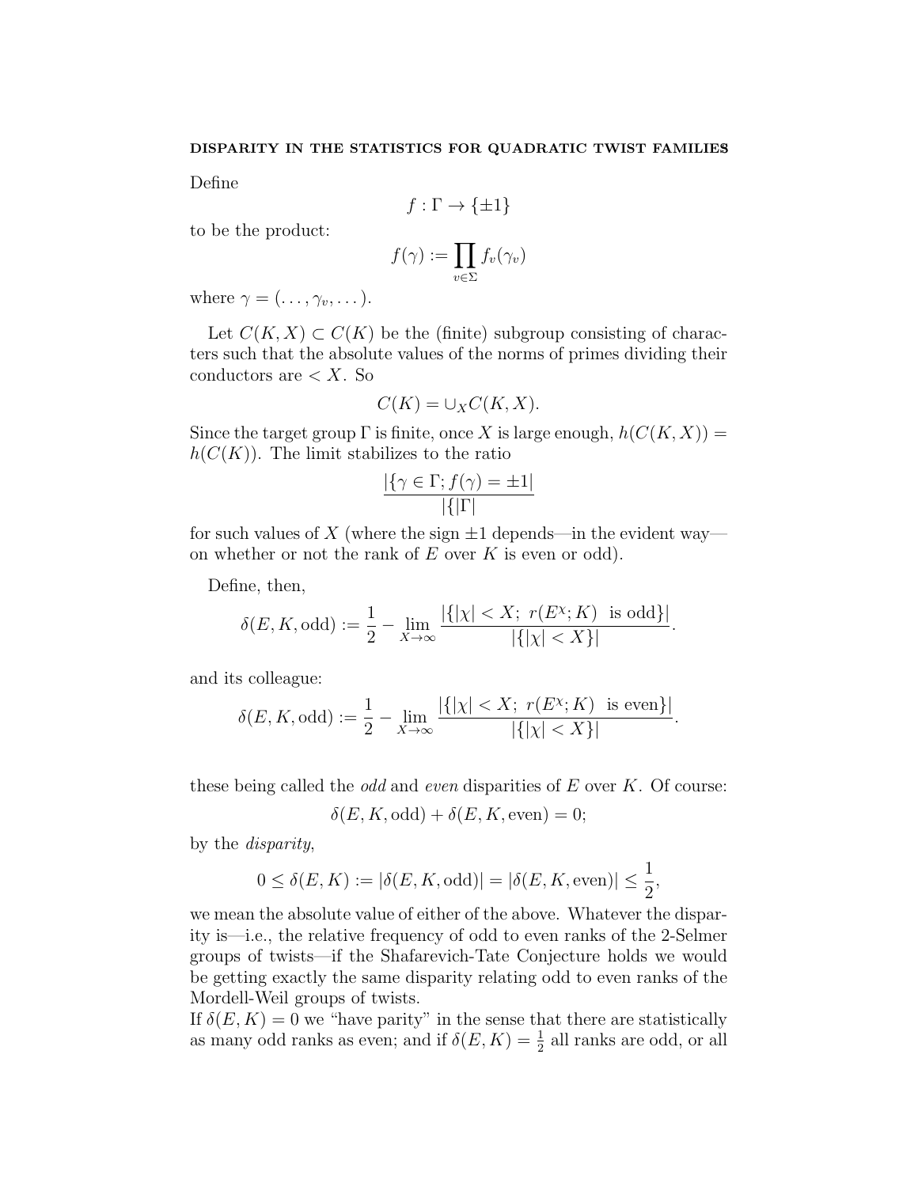Define

$$f : \Gamma \to \{\pm 1\}$$

to be the product:

$$f(\gamma) := \prod_{v \in \Sigma} f_v(\gamma_v)$$

where $\gamma = (\dots, \gamma_v, \dots)$.

Let $C(K, X) \subset C(K)$ be the (finite) subgroup consisting of characters such that the absolute values of the norms of primes dividing their conductors are $< X$. So

$$C(K) = \cup_X C(K, X).$$

Since the target group $\Gamma$ is finite, once $X$ is large enough, $h(C(K, X)) = h(C(K))$. The limit stabilizes to the ratio

$$\frac{|\{\gamma \in \Gamma; f(\gamma) = \pm 1|}{|\{|\Gamma|}$$

for such values of $X$ (where the sign $\pm 1$ depends—in the evident way—on whether or not the rank of $E$ over $K$ is even or odd).

Define, then,

$$\delta(E, K, \text{odd}) := \frac{1}{2} - \lim_{X \to \infty} \frac{|\{|\chi| < X;\ r(E^\chi; K) \ \text{ is odd}\}|}{|\{|\chi| < X\}|}.$$

and its colleague:

$$\delta(E, K, \text{odd}) := \frac{1}{2} - \lim_{X \to \infty} \frac{|\{|\chi| < X;\ r(E^\chi; K) \ \text{ is even}\}|}{|\{|\chi| < X\}|}.$$

these being called the *odd* and *even* disparities of $E$ over $K$. Of course:

$$\delta(E, K, \text{odd}) + \delta(E, K, \text{even}) = 0;$$

by the *disparity*,

$$0 \leq \delta(E, K) := |\delta(E, K, \text{odd})| = |\delta(E, K, \text{even})| \leq \frac{1}{2},$$

we mean the absolute value of either of the above. Whatever the disparity is—i.e., the relative frequency of odd to even ranks of the 2-Selmer groups of twists—if the Shafarevich-Tate Conjecture holds we would be getting exactly the same disparity relating odd to even ranks of the Mordell-Weil groups of twists.

If $\delta(E, K) = 0$ we "have parity" in the sense that there are statistically as many odd ranks as even; and if $\delta(E, K) = \frac{1}{2}$ all ranks are odd, or all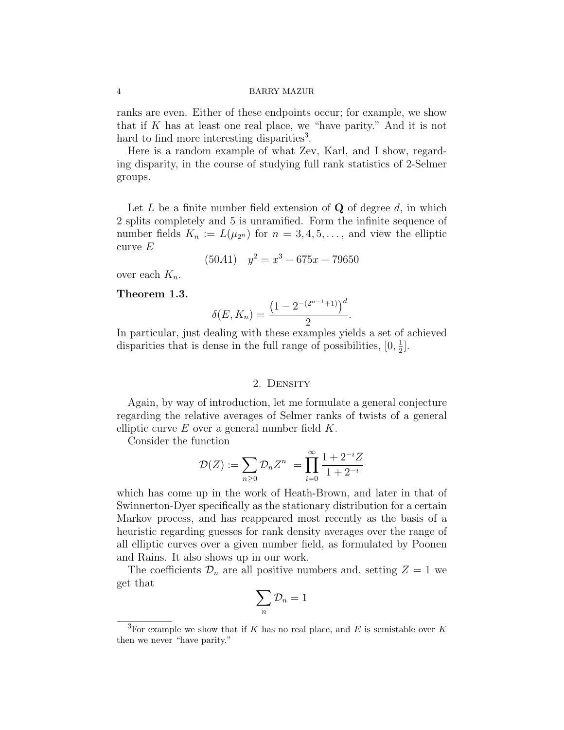ranks are even. Either of these endpoints occur; for example, we show that if $K$ has at least one real place, we "have parity." And it is not hard to find more interesting disparities[3].

Here is a random example of what Zev, Karl, and I show, regarding disparity, in the course of studying full rank statistics of 2-Selmer groups.

Let $L$ be a finite number field extension of $\mathbf{Q}$ of degree $d$, in which 2 splits completely and 5 is unramified. Form the infinite sequence of number fields $K_n := L(\mu_{2^n})$ for $n = 3, 4, 5, \ldots$, and view the elliptic curve $E$

$$(50A1) \quad y^2 = x^3 - 675x - 79650$$

over each $K_n$.

**Theorem 1.3.**

$$\delta(E, K_n) = \frac{\left(1 - 2^{-(2^{n-1}+1)}\right)^d}{2}.$$

In particular, just dealing with these examples yields a set of achieved disparities that is dense in the full range of possibilities, $[0, \frac{1}{2}]$.

## 2. Density

Again, by way of introduction, let me formulate a general conjecture regarding the relative averages of Selmer ranks of twists of a general elliptic curve $E$ over a general number field $K$.

Consider the function

$$\mathcal{D}(Z) := \sum_{n \geq 0} \mathcal{D}_n Z^n \; = \prod_{i=0}^{\infty} \frac{1 + 2^{-i} Z}{1 + 2^{-i}}$$

which has come up in the work of Heath-Brown, and later in that of Swinnerton-Dyer specifically as the stationary distribution for a certain Markov process, and has reappeared most recently as the basis of a heuristic regarding guesses for rank density averages over the range of all elliptic curves over a given number field, as formulated by Poonen and Rains. It also shows up in our work.

The coefficients $\mathcal{D}_n$ are all positive numbers and, setting $Z = 1$ we get that

$$\sum_n \mathcal{D}_n = 1$$

[3] For example we show that if $K$ has no real place, and $E$ is semistable over $K$ then we never "have parity."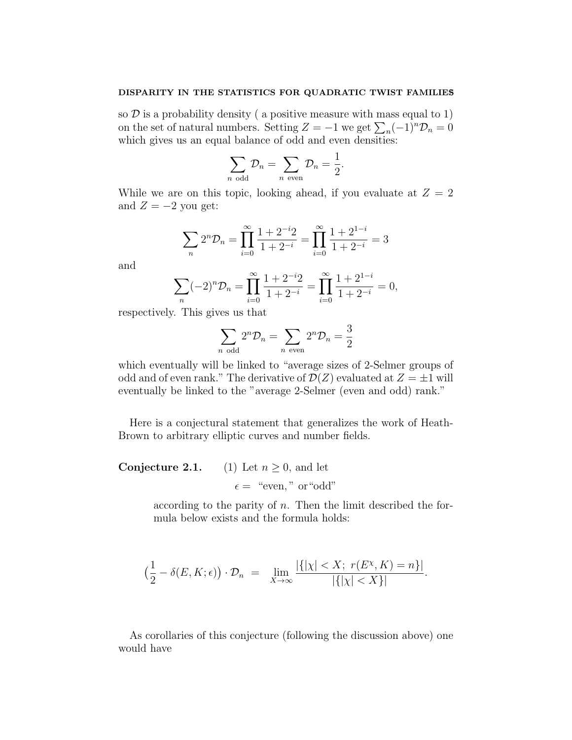so $\mathcal{D}$ is a probability density ( a positive measure with mass equal to 1) on the set of natural numbers. Setting $Z = -1$ we get $\sum_n (-1)^n \mathcal{D}_n = 0$ which gives us an equal balance of odd and even densities:

$$\sum_{n \text{ odd}} \mathcal{D}_n = \sum_{n \text{ even}} \mathcal{D}_n = \frac{1}{2}.$$

While we are on this topic, looking ahead, if you evaluate at $Z = 2$ and $Z = -2$ you get:

$$\sum_n 2^n \mathcal{D}_n = \prod_{i=0}^{\infty} \frac{1 + 2^{-i}2}{1 + 2^{-i}} = \prod_{i=0}^{\infty} \frac{1 + 2^{1-i}}{1 + 2^{-i}} = 3$$

and

$$\sum_n (-2)^n \mathcal{D}_n = \prod_{i=0}^{\infty} \frac{1 + 2^{-i}2}{1 + 2^{-i}} = \prod_{i=0}^{\infty} \frac{1 + 2^{1-i}}{1 + 2^{-i}} = 0,$$

respectively. This gives us that

$$\sum_{n \text{ odd}} 2^n \mathcal{D}_n = \sum_{n \text{ even}} 2^n \mathcal{D}_n = \frac{3}{2}$$

which eventually will be linked to "average sizes of 2-Selmer groups of odd and of even rank." The derivative of $\mathcal{D}(Z)$ evaluated at $Z = \pm 1$ will eventually be linked to the "average 2-Selmer (even and odd) rank."

Here is a conjectural statement that generalizes the work of Heath-Brown to arbitrary elliptic curves and number fields.

**Conjecture 2.1.** (1) Let $n \geq 0$, and let

$$\epsilon = \text{"even," or "odd"}$$

according to the parity of $n$. Then the limit described the formula below exists and the formula holds:

$$\Big(\frac{1}{2} - \delta(E, K; \epsilon)\Big) \cdot \mathcal{D}_n \;=\; \lim_{X \to \infty} \frac{|\{|\chi| < X;\ r(E^{\chi}, K) = n\}|}{|\{|\chi| < X\}|}.$$

As corollaries of this conjecture (following the discussion above) one would have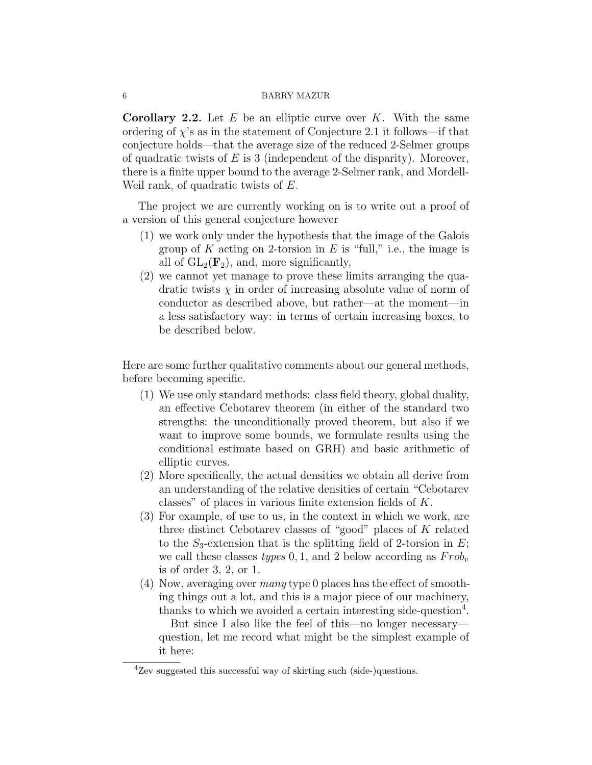**Corollary 2.2.** Let $E$ be an elliptic curve over $K$. With the same ordering of $\chi$'s as in the statement of Conjecture 2.1 it follows—if that conjecture holds—that the average size of the reduced 2-Selmer groups of quadratic twists of $E$ is 3 (independent of the disparity). Moreover, there is a finite upper bound to the average 2-Selmer rank, and Mordell-Weil rank, of quadratic twists of $E$.

The project we are currently working on is to write out a proof of a version of this general conjecture however

1. we work only under the hypothesis that the image of the Galois group of $K$ acting on 2-torsion in $E$ is "full," i.e., the image is all of $\mathrm{GL}_2(\mathbf{F}_2)$, and, more significantly,
2. we cannot yet manage to prove these limits arranging the quadratic twists $\chi$ in order of increasing absolute value of norm of conductor as described above, but rather—at the moment—in a less satisfactory way: in terms of certain increasing boxes, to be described below.

Here are some further qualitative comments about our general methods, before becoming specific.

1. We use only standard methods: class field theory, global duality, an effective Cebotarev theorem (in either of the standard two strengths: the unconditionally proved theorem, but also if we want to improve some bounds, we formulate results using the conditional estimate based on GRH) and basic arithmetic of elliptic curves.
2. More specifically, the actual densities we obtain all derive from an understanding of the relative densities of certain "Cebotarev classes" of places in various finite extension fields of $K$.
3. For example, of use to us, in the context in which we work, are three distinct Cebotarev classes of "good" places of $K$ related to the $S_3$-extension that is the splitting field of 2-torsion in $E$; we call these classes *types* $0, 1$, and $2$ below according as $Frob_v$ is of order 3, 2, or 1.
4. Now, averaging over *many* type 0 places has the effect of smoothing things out a lot, and this is a major piece of our machinery, thanks to which we avoided a certain interesting side-question[4].

   But since I also like the feel of this—no longer necessary—question, let me record what might be the simplest example of it here:

[4] Zev suggested this successful way of skirting such (side-)questions.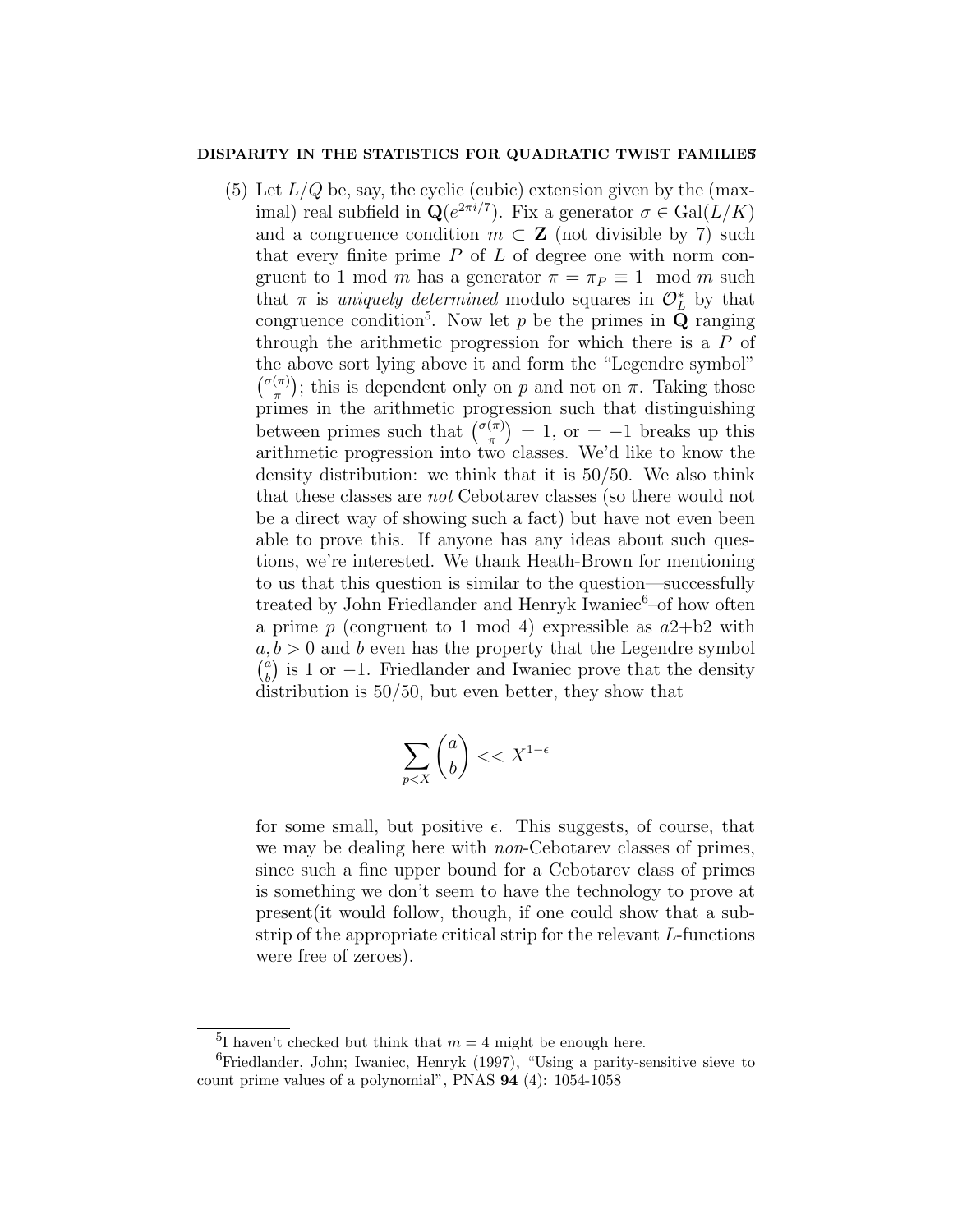(5) Let $L/Q$ be, say, the cyclic (cubic) extension given by the (maximal) real subfield in $\mathbf{Q}(e^{2\pi i/7})$. Fix a generator $\sigma \in \mathrm{Gal}(L/K)$ and a congruence condition $m \subset \mathbf{Z}$ (not divisible by 7) such that every finite prime $P$ of $L$ of degree one with norm congruent to 1 mod $m$ has a generator $\pi = \pi_P \equiv 1 \mod m$ such that $\pi$ is *uniquely determined* modulo squares in $\mathcal{O}_L^*$ by that congruence condition[5]. Now let $p$ be the primes in $\mathbf{Q}$ ranging through the arithmetic progression for which there is a $P$ of the above sort lying above it and form the "Legendre symbol" $\binom{\sigma(\pi)}{\pi}$; this is dependent only on $p$ and not on $\pi$. Taking those primes in the arithmetic progression such that distinguishing between primes such that $\binom{\sigma(\pi)}{\pi} = 1$, or $= -1$ breaks up this arithmetic progression into two classes. We'd like to know the density distribution: we think that it is 50/50. We also think that these classes are *not* Cebotarev classes (so there would not be a direct way of showing such a fact) but have not even been able to prove this. If anyone has any ideas about such questions, we're interested. We thank Heath-Brown for mentioning to us that this question is similar to the question—successfully treated by John Friedlander and Henryk Iwaniec[6]–of how often a prime $p$ (congruent to 1 mod 4) expressible as $a2$+b2 with $a, b > 0$ and $b$ even has the property that the Legendre symbol $\binom{a}{b}$ is 1 or $-1$. Friedlander and Iwaniec prove that the density distribution is 50/50, but even better, they show that

$$\sum_{p<X} \binom{a}{b} << X^{1-\epsilon}$$

for some small, but positive $\epsilon$. This suggests, of course, that we may be dealing here with *non*-Cebotarev classes of primes, since such a fine upper bound for a Cebotarev class of primes is something we don't seem to have the technology to prove at present(it would follow, though, if one could show that a substrip of the appropriate critical strip for the relevant $L$-functions were free of zeroes).

[5] I haven't checked but think that $m = 4$ might be enough here.

[6] Friedlander, John; Iwaniec, Henryk (1997), "Using a parity-sensitive sieve to count prime values of a polynomial", PNAS **94** (4): 1054-1058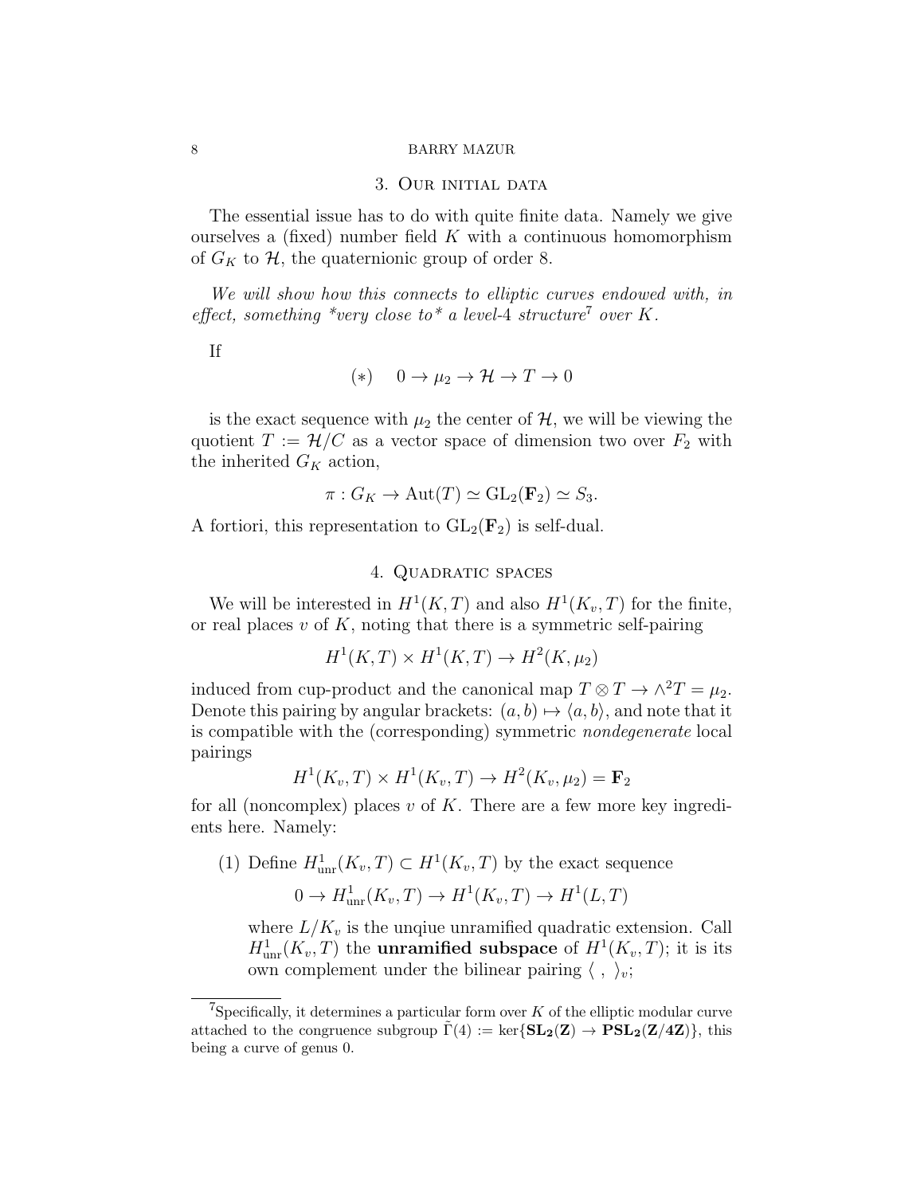## 3. Our initial data

The essential issue has to do with quite finite data. Namely we give ourselves a (fixed) number field $K$ with a continuous homomorphism of $G_K$ to $\mathcal{H}$, the quaternionic group of order 8.

*We will show how this connects to elliptic curves endowed with, in effect, something \*very close to\* a level-4 structure*[7] *over* $K$.

If

$$(*) \quad 0 \to \mu_2 \to \mathcal{H} \to T \to 0$$

is the exact sequence with $\mu_2$ the center of $\mathcal{H}$, we will be viewing the quotient $T := \mathcal{H}/C$ as a vector space of dimension two over $F_2$ with the inherited $G_K$ action,

$$\pi : G_K \to \mathrm{Aut}(T) \simeq \mathrm{GL}_2(\mathbf{F}_2) \simeq S_3.$$

A fortiori, this representation to $\mathrm{GL}_2(\mathbf{F}_2)$ is self-dual.

## 4. Quadratic spaces

We will be interested in $H^1(K, T)$ and also $H^1(K_v, T)$ for the finite, or real places $v$ of $K$, noting that there is a symmetric self-pairing

$$H^1(K, T) \times H^1(K, T) \to H^2(K, \mu_2)$$

induced from cup-product and the canonical map $T \otimes T \to \wedge^2 T = \mu_2$. Denote this pairing by angular brackets: $(a, b) \mapsto \langle a, b \rangle$, and note that it is compatible with the (corresponding) symmetric *nondegenerate* local pairings

$$H^1(K_v, T) \times H^1(K_v, T) \to H^2(K_v, \mu_2) = \mathbf{F}_2$$

for all (noncomplex) places $v$ of $K$. There are a few more key ingredients here. Namely:

(1) Define $H^1_{\mathrm{unr}}(K_v, T) \subset H^1(K_v, T)$ by the exact sequence

$$0 \to H^1_{\mathrm{unr}}(K_v, T) \to H^1(K_v, T) \to H^1(L, T)$$

where $L/K_v$ is the unqiue unramified quadratic extension. Call $H^1_{\mathrm{unr}}(K_v, T)$ the **unramified subspace** of $H^1(K_v, T)$; it is its own complement under the bilinear pairing $\langle \ , \ \rangle_v$;

---

[7] Specifically, it determines a particular form over $K$ of the elliptic modular curve attached to the congruence subgroup $\tilde{\Gamma}(4) := \ker\{\mathbf{SL_2}(\mathbf{Z}) \to \mathbf{PSL_2}(\mathbf{Z}/4\mathbf{Z})\}$, this being a curve of genus 0.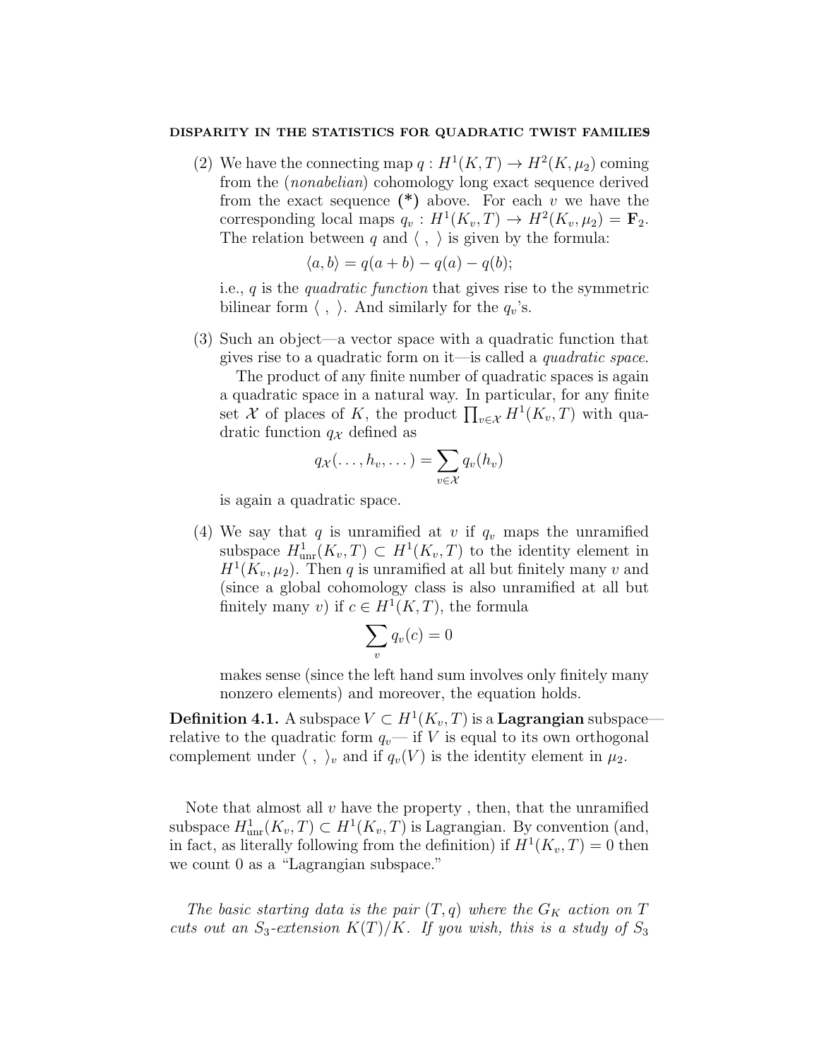(2) We have the connecting map $q : H^1(K, T) \to H^2(K, \mu_2)$ coming from the (*nonabelian*) cohomology long exact sequence derived from the exact sequence **(*)** above. For each $v$ we have the corresponding local maps $q_v : H^1(K_v, T) \to H^2(K_v, \mu_2) = \mathbf{F}_2$. The relation between $q$ and $\langle\ ,\ \rangle$ is given by the formula:

$$\langle a, b\rangle = q(a + b) - q(a) - q(b);$$

i.e., $q$ is the *quadratic function* that gives rise to the symmetric bilinear form $\langle\ ,\ \rangle$. And similarly for the $q_v$'s.

(3) Such an object—a vector space with a quadratic function that gives rise to a quadratic form on it—is called a *quadratic space*.

The product of any finite number of quadratic spaces is again a quadratic space in a natural way. In particular, for any finite set $\mathcal{X}$ of places of $K$, the product $\prod_{v\in\mathcal{X}} H^1(K_v, T)$ with quadratic function $q_{\mathcal{X}}$ defined as

$$q_{\mathcal{X}}(\ldots, h_v, \ldots) = \sum_{v\in\mathcal{X}} q_v(h_v)$$

is again a quadratic space.

(4) We say that $q$ is unramified at $v$ if $q_v$ maps the unramified subspace $H^1_{\mathrm{unr}}(K_v, T) \subset H^1(K_v, T)$ to the identity element in $H^1(K_v, \mu_2)$. Then $q$ is unramified at all but finitely many $v$ and (since a global cohomology class is also unramified at all but finitely many $v$) if $c \in H^1(K, T)$, the formula

$$\sum_v q_v(c) = 0$$

makes sense (since the left hand sum involves only finitely many nonzero elements) and moreover, the equation holds.

**Definition 4.1.** A subspace $V \subset H^1(K_v, T)$ is a **Lagrangian** subspace—relative to the quadratic form $q_v$— if $V$ is equal to its own orthogonal complement under $\langle\ ,\ \rangle_v$ and if $q_v(V)$ is the identity element in $\mu_2$.

Note that almost all $v$ have the property , then, that the unramified subspace $H^1_{\mathrm{unr}}(K_v, T) \subset H^1(K_v, T)$ is Lagrangian. By convention (and, in fact, as literally following from the definition) if $H^1(K_v, T) = 0$ then we count 0 as a "Lagrangian subspace."

*The basic starting data is the pair $(T, q)$ where the $G_K$ action on $T$ cuts out an $S_3$-extension $K(T)/K$. If you wish, this is a study of $S_3$*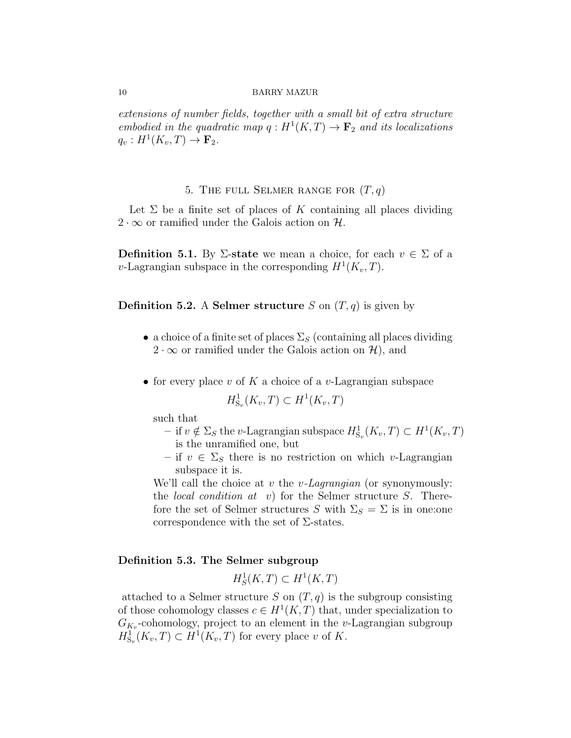*extensions of number fields, together with a small bit of extra structure embodied in the quadratic map $q : H^1(K,T) \to \mathbf{F}_2$ and its localizations $q_v : H^1(K_v,T) \to \mathbf{F}_2$.*

## 5. The full Selmer range for $(T, q)$

Let $\Sigma$ be a finite set of places of $K$ containing all places dividing $2 \cdot \infty$ or ramified under the Galois action on $\mathcal{H}$.

**Definition 5.1.** By **$\Sigma$-state** we mean a choice, for each $v \in \Sigma$ of a $v$-Lagrangian subspace in the corresponding $H^1(K_v, T)$.

**Definition 5.2.** A **Selmer structure** $S$ on $(T, q)$ is given by

- a choice of a finite set of places $\Sigma_S$ (containing all places dividing $2 \cdot \infty$ or ramified under the Galois action on $\mathcal{H}$), and
- for every place $v$ of $K$ a choice of a $v$-Lagrangian subspace
$$H^1_{S_v}(K_v, T) \subset H^1(K_v, T)$$
such that
  - if $v \notin \Sigma_S$ the $v$-Lagrangian subspace $H^1_{S_v}(K_v, T) \subset H^1(K_v, T)$ is the unramified one, but
  - if $v \in \Sigma_S$ there is no restriction on which $v$-Lagrangian subspace it is.

  We'll call the choice at $v$ the *$v$-Lagrangian* (or synonymously: the *local condition at* $v$) for the Selmer structure $S$. Therefore the set of Selmer structures $S$ with $\Sigma_S = \Sigma$ is in one:one correspondence with the set of $\Sigma$-states.

**Definition 5.3. The Selmer subgroup**
$$H^1_S(K, T) \subset H^1(K, T)$$
attached to a Selmer structure $S$ on $(T, q)$ is the subgroup consisting of those cohomology classes $c \in H^1(K, T)$ that, under specialization to $G_{K_v}$-cohomology, project to an element in the $v$-Lagrangian subgroup $H^1_{S_v}(K_v, T) \subset H^1(K_v, T)$ for every place $v$ of $K$.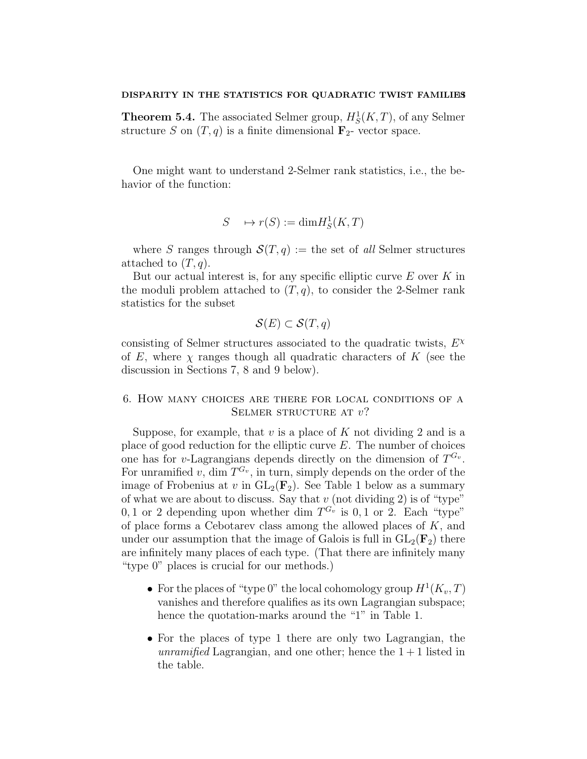**Theorem 5.4.** The associated Selmer group, $H^1_S(K, T)$, of any Selmer structure $S$ on $(T, q)$ is a finite dimensional $\mathbf{F}_2$- vector space.

One might want to understand 2-Selmer rank statistics, i.e., the behavior of the function:

$$S \quad \mapsto r(S) := \dim H^1_S(K, T)$$

where $S$ ranges through $\mathcal{S}(T, q) :=$ the set of *all* Selmer structures attached to $(T, q)$.

But our actual interest is, for any specific elliptic curve $E$ over $K$ in the moduli problem attached to $(T, q)$, to consider the 2-Selmer rank statistics for the subset

$$\mathcal{S}(E) \subset \mathcal{S}(T, q)$$

consisting of Selmer structures associated to the quadratic twists, $E^\chi$ of $E$, where $\chi$ ranges though all quadratic characters of $K$ (see the discussion in Sections 7, 8 and 9 below).

## 6. How many choices are there for local conditions of a Selmer structure at $v$?

Suppose, for example, that $v$ is a place of $K$ not dividing 2 and is a place of good reduction for the elliptic curve $E$. The number of choices one has for $v$-Lagrangians depends directly on the dimension of $T^{G_v}$. For unramified $v$, $\dim T^{G_v}$, in turn, simply depends on the order of the image of Frobenius at $v$ in $\mathrm{GL}_2(\mathbf{F}_2)$. See Table 1 below as a summary of what we are about to discuss. Say that $v$ (not dividing 2) is of "type" $0, 1$ or $2$ depending upon whether $\dim T^{G_v}$ is $0, 1$ or $2$. Each "type" of place forms a Cebotarev class among the allowed places of $K$, and under our assumption that the image of Galois is full in $\mathrm{GL}_2(\mathbf{F}_2)$ there are infinitely many places of each type. (That there are infinitely many "type 0" places is crucial for our methods.)

- For the places of "type 0" the local cohomology group $H^1(K_v, T)$ vanishes and therefore qualifies as its own Lagrangian subspace; hence the quotation-marks around the "1" in Table 1.
- For the places of type 1 there are only two Lagrangian, the *unramified* Lagrangian, and one other; hence the $1 + 1$ listed in the table.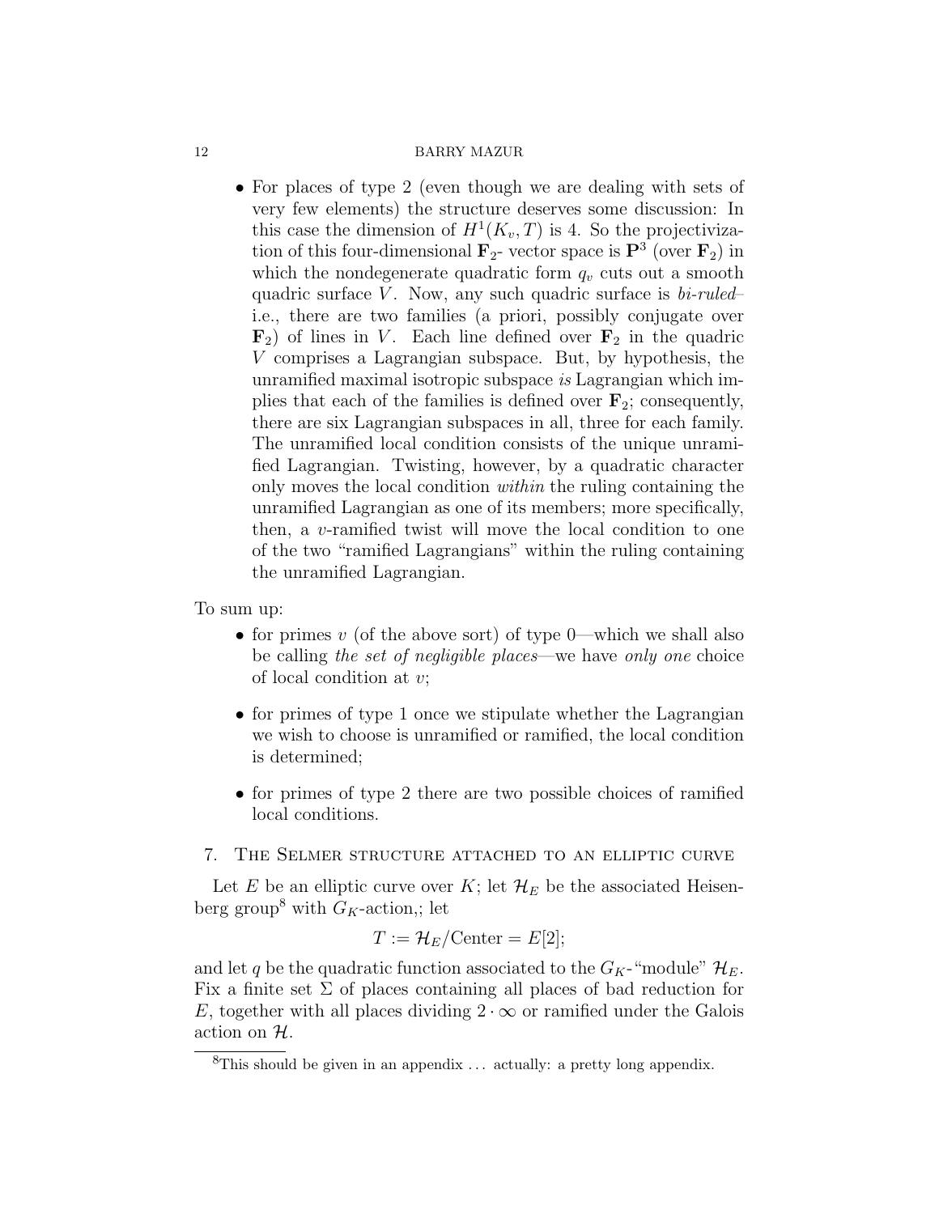- For places of type 2 (even though we are dealing with sets of very few elements) the structure deserves some discussion: In this case the dimension of $H^1(K_v, T)$ is 4. So the projectivization of this four-dimensional $\mathbf{F}_2$- vector space is $\mathbf{P}^3$ (over $\mathbf{F}_2$) in which the nondegenerate quadratic form $q_v$ cuts out a smooth quadric surface $V$. Now, any such quadric surface is *bi-ruled*– i.e., there are two families (a priori, possibly conjugate over $\mathbf{F}_2$) of lines in $V$. Each line defined over $\mathbf{F}_2$ in the quadric $V$ comprises a Lagrangian subspace. But, by hypothesis, the unramified maximal isotropic subspace *is* Lagrangian which implies that each of the families is defined over $\mathbf{F}_2$; consequently, there are six Lagrangian subspaces in all, three for each family. The unramified local condition consists of the unique unramified Lagrangian. Twisting, however, by a quadratic character only moves the local condition *within* the ruling containing the unramified Lagrangian as one of its members; more specifically, then, a $v$-ramified twist will move the local condition to one of the two "ramified Lagrangians" within the ruling containing the unramified Lagrangian.

To sum up:

- for primes $v$ (of the above sort) of type 0—which we shall also be calling *the set of negligible places*—we have *only one* choice of local condition at $v$;
- for primes of type 1 once we stipulate whether the Lagrangian we wish to choose is unramified or ramified, the local condition is determined;
- for primes of type 2 there are two possible choices of ramified local conditions.

## 7. The Selmer structure attached to an elliptic curve

Let $E$ be an elliptic curve over $K$; let $\mathcal{H}_E$ be the associated Heisenberg group[8] with $G_K$-action,; let

$$T := \mathcal{H}_E/\text{Center} = E[2];$$

and let $q$ be the quadratic function associated to the $G_K$-"module" $\mathcal{H}_E$. Fix a finite set $\Sigma$ of places containing all places of bad reduction for $E$, together with all places dividing $2 \cdot \infty$ or ramified under the Galois action on $\mathcal{H}$.

[8] This should be given in an appendix ... actually: a pretty long appendix.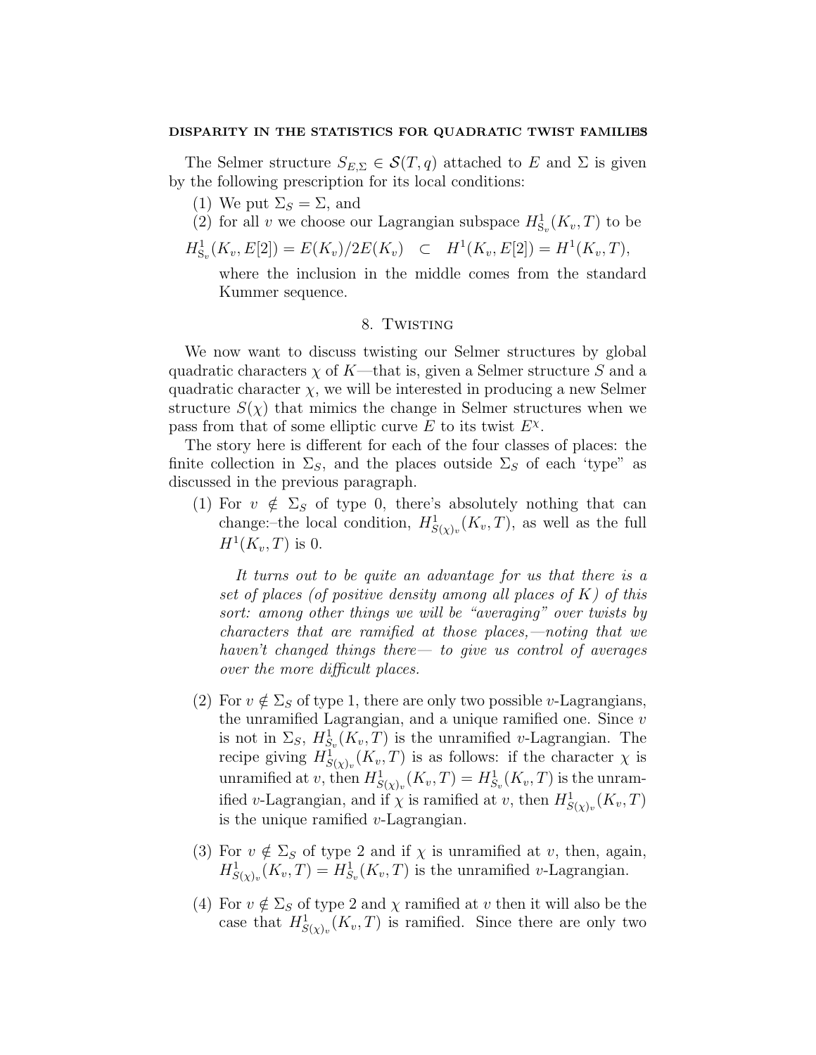The Selmer structure $S_{E,\Sigma} \in \mathcal{S}(T,q)$ attached to $E$ and $\Sigma$ is given by the following prescription for its local conditions:

(1) We put $\Sigma_S = \Sigma$, and

(2) for all $v$ we choose our Lagrangian subspace $H^1_{S_v}(K_v, T)$ to be

$$H^1_{S_v}(K_v, E[2]) = E(K_v)/2E(K_v) \quad \subset \quad H^1(K_v, E[2]) = H^1(K_v, T),$$

where the inclusion in the middle comes from the standard Kummer sequence.

## 8. Twisting

We now want to discuss twisting our Selmer structures by global quadratic characters $\chi$ of $K$—that is, given a Selmer structure $S$ and a quadratic character $\chi$, we will be interested in producing a new Selmer structure $S(\chi)$ that mimics the change in Selmer structures when we pass from that of some elliptic curve $E$ to its twist $E^\chi$.

The story here is different for each of the four classes of places: the finite collection in $\Sigma_S$, and the places outside $\Sigma_S$ of each 'type" as discussed in the previous paragraph.

(1) For $v \notin \Sigma_S$ of type 0, there's absolutely nothing that can change:–the local condition, $H^1_{S(\chi)_v}(K_v, T)$, as well as the full $H^1(K_v, T)$ is 0.

*It turns out to be quite an advantage for us that there is a set of places (of positive density among all places of $K$) of this sort: among other things we will be "averaging" over twists by characters that are ramified at those places,—noting that we haven't changed things there— to give us control of averages over the more difficult places.*

(2) For $v \notin \Sigma_S$ of type 1, there are only two possible $v$-Lagrangians, the unramified Lagrangian, and a unique ramified one. Since $v$ is not in $\Sigma_S$, $H^1_{S_v}(K_v, T)$ is the unramified $v$-Lagrangian. The recipe giving $H^1_{S(\chi)_v}(K_v, T)$ is as follows: if the character $\chi$ is unramified at $v$, then $H^1_{S(\chi)_v}(K_v, T) = H^1_{S_v}(K_v, T)$ is the unramified $v$-Lagrangian, and if $\chi$ is ramified at $v$, then $H^1_{S(\chi)_v}(K_v, T)$ is the unique ramified $v$-Lagrangian.

(3) For $v \notin \Sigma_S$ of type 2 and if $\chi$ is unramified at $v$, then, again, $H^1_{S(\chi)_v}(K_v, T) = H^1_{S_v}(K_v, T)$ is the unramified $v$-Lagrangian.

(4) For $v \notin \Sigma_S$ of type 2 and $\chi$ ramified at $v$ then it will also be the case that $H^1_{S(\chi)_v}(K_v, T)$ is ramified. Since there are only two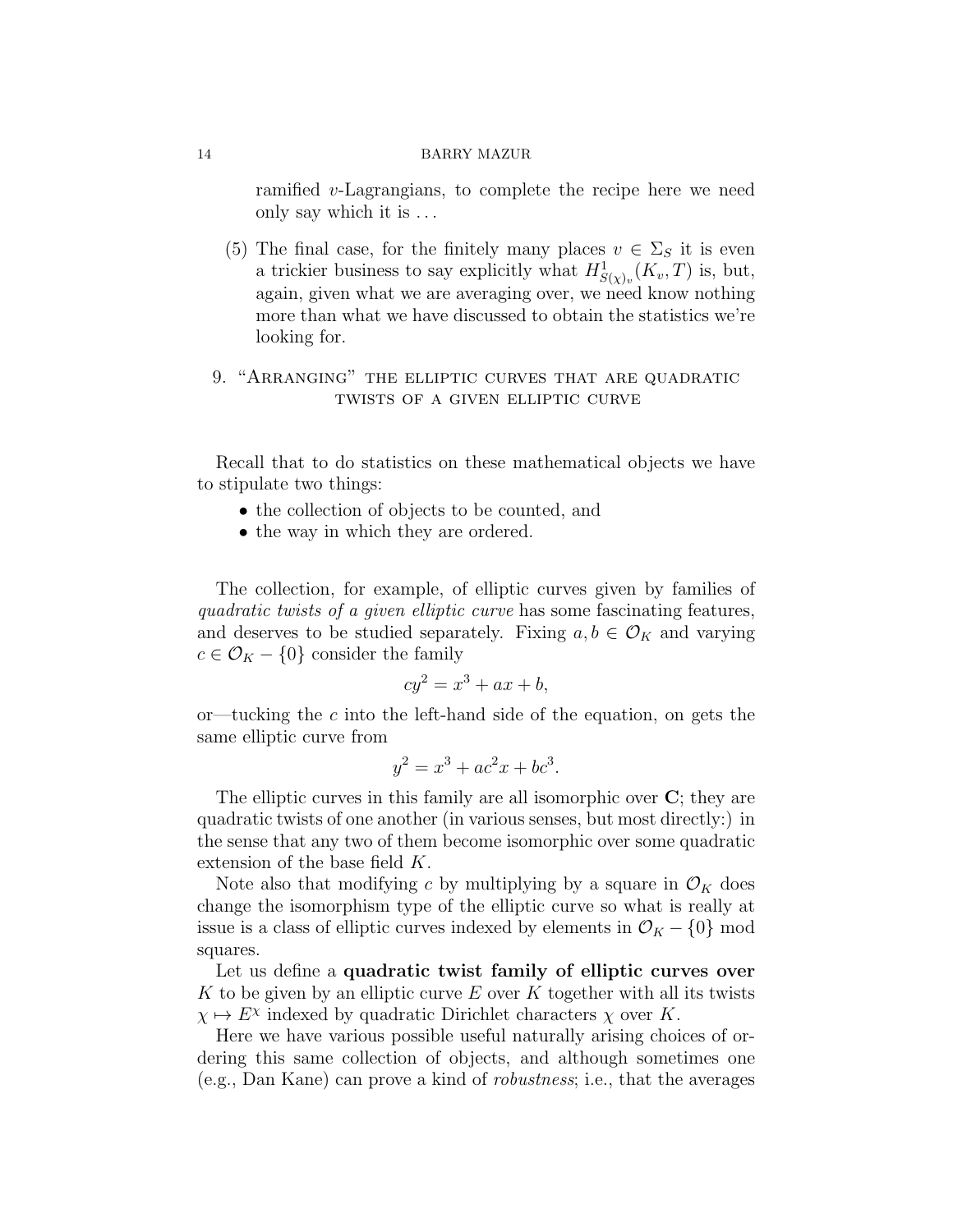ramified $v$-Lagrangians, to complete the recipe here we need only say which it is . . .

(5) The final case, for the finitely many places $v \in \Sigma_S$ it is even a trickier business to say explicitly what $H^1_{S(\chi)_v}(K_v, T)$ is, but, again, given what we are averaging over, we need know nothing more than what we have discussed to obtain the statistics we're looking for.

## 9. "Arranging" the elliptic curves that are quadratic twists of a given elliptic curve

Recall that to do statistics on these mathematical objects we have to stipulate two things:

- the collection of objects to be counted, and
- the way in which they are ordered.

The collection, for example, of elliptic curves given by families of *quadratic twists of a given elliptic curve* has some fascinating features, and deserves to be studied separately. Fixing $a, b \in \mathcal{O}_K$ and varying $c \in \mathcal{O}_K - \{0\}$ consider the family

$$cy^2 = x^3 + ax + b,$$

or—tucking the $c$ into the left-hand side of the equation, on gets the same elliptic curve from

$$y^2 = x^3 + ac^2x + bc^3.$$

The elliptic curves in this family are all isomorphic over $\mathbf{C}$; they are quadratic twists of one another (in various senses, but most directly:) in the sense that any two of them become isomorphic over some quadratic extension of the base field $K$.

Note also that modifying $c$ by multiplying by a square in $\mathcal{O}_K$ does change the isomorphism type of the elliptic curve so what is really at issue is a class of elliptic curves indexed by elements in $\mathcal{O}_K - \{0\}$ mod squares.

Let us define a **quadratic twist family of elliptic curves over** $K$ to be given by an elliptic curve $E$ over $K$ together with all its twists $\chi \mapsto E^\chi$ indexed by quadratic Dirichlet characters $\chi$ over $K$.

Here we have various possible useful naturally arising choices of ordering this same collection of objects, and although sometimes one (e.g., Dan Kane) can prove a kind of *robustness*; i.e., that the averages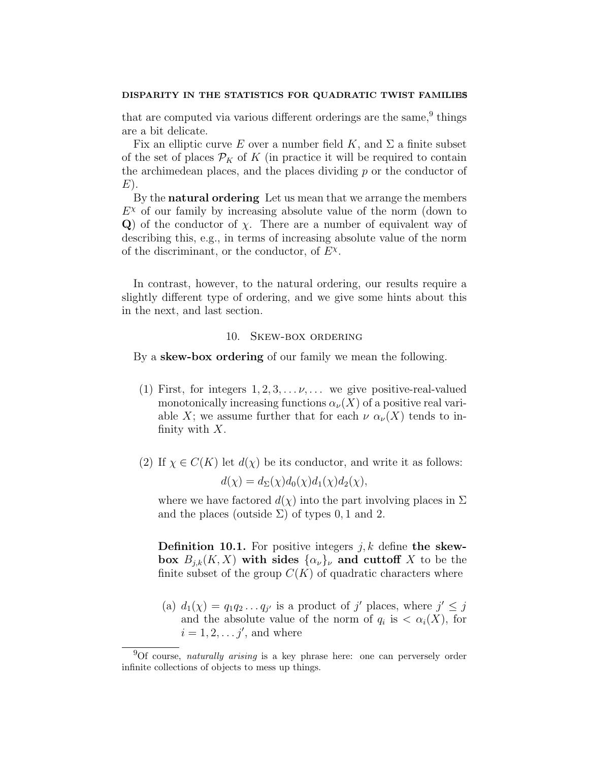that are computed via various different orderings are the same,[9] things are a bit delicate.

Fix an elliptic curve $E$ over a number field $K$, and $\Sigma$ a finite subset of the set of places $\mathcal{P}_K$ of $K$ (in practice it will be required to contain the archimedean places, and the places dividing $p$ or the conductor of $E$).

By the **natural ordering** Let us mean that we arrange the members $E^\chi$ of our family by increasing absolute value of the norm (down to $\mathbf{Q}$) of the conductor of $\chi$. There are a number of equivalent way of describing this, e.g., in terms of increasing absolute value of the norm of the discriminant, or the conductor, of $E^\chi$.

In contrast, however, to the natural ordering, our results require a slightly different type of ordering, and we give some hints about this in the next, and last section.

## 10. Skew-box ordering

By a **skew-box ordering** of our family we mean the following.

(1) First, for integers $1, 2, 3, \dots \nu, \dots$ we give positive-real-valued monotonically increasing functions $\alpha_\nu(X)$ of a positive real variable $X$; we assume further that for each $\nu$ $\alpha_\nu(X)$ tends to infinity with $X$.

(2) If $\chi \in C(K)$ let $d(\chi)$ be its conductor, and write it as follows:

$$d(\chi) = d_\Sigma(\chi) d_0(\chi) d_1(\chi) d_2(\chi),$$

where we have factored $d(\chi)$ into the part involving places in $\Sigma$ and the places (outside $\Sigma$) of types $0, 1$ and $2$.

**Definition 10.1.** For positive integers $j, k$ define **the skew-box** $B_{j,k}(K, X)$ **with sides** $\{\alpha_\nu\}_\nu$ **and cutoff** $X$ to be the finite subset of the group $C(K)$ of quadratic characters where

(a) $d_1(\chi) = q_1 q_2 \dots q_{j'}$ is a product of $j'$ places, where $j' \leq j$ and the absolute value of the norm of $q_i$ is $< \alpha_i(X)$, for $i = 1, 2, \dots j'$, and where

[9] Of course, *naturally arising* is a key phrase here: one can perversely order infinite collections of objects to mess up things.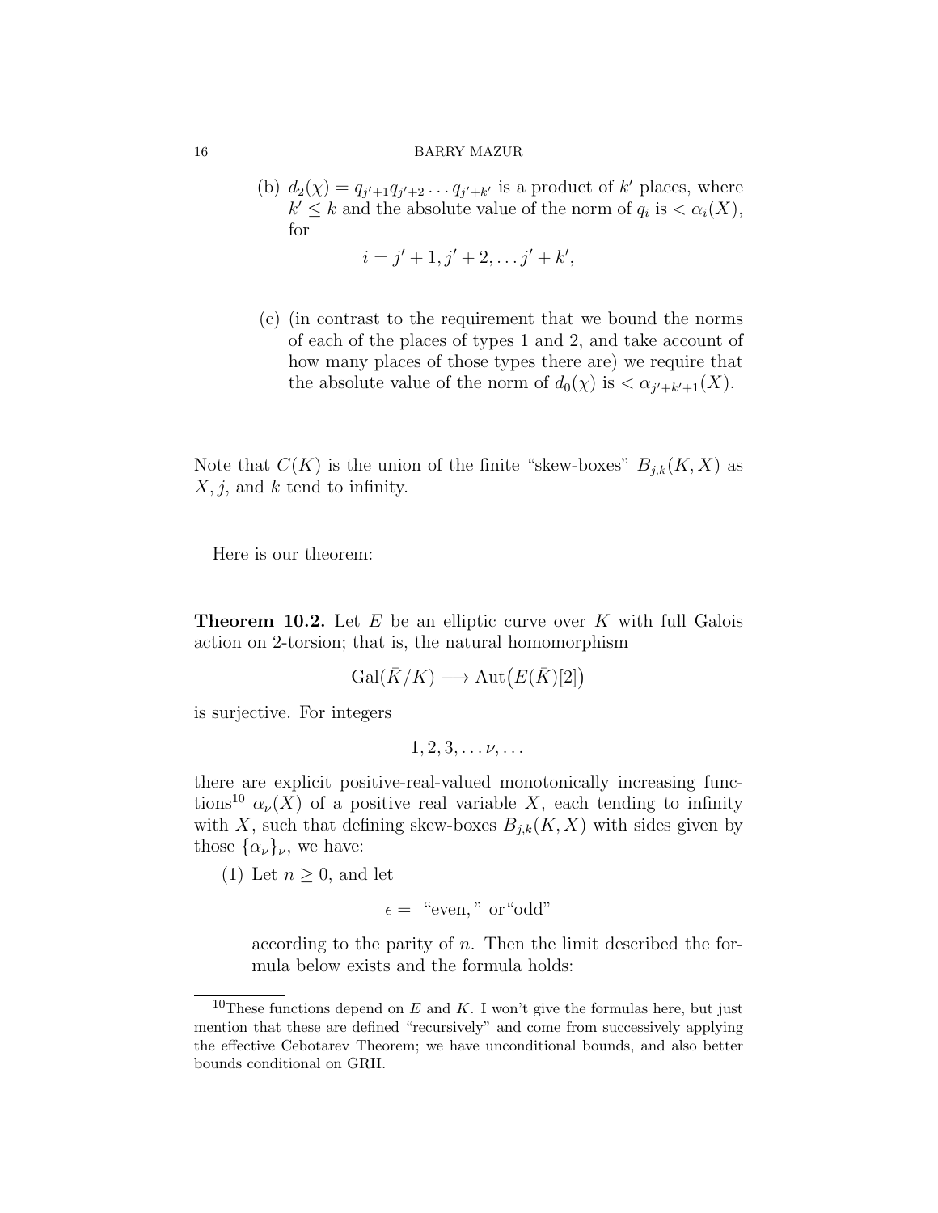(b) $d_2(\chi) = q_{j'+1}q_{j'+2}\dots q_{j'+k'}$ is a product of $k'$ places, where $k' \leq k$ and the absolute value of the norm of $q_i$ is $< \alpha_i(X)$, for

$$i = j'+1, j'+2, \dots j'+k',$$

(c) (in contrast to the requirement that we bound the norms of each of the places of types 1 and 2, and take account of how many places of those types there are) we require that the absolute value of the norm of $d_0(\chi)$ is $< \alpha_{j'+k'+1}(X)$.

Note that $C(K)$ is the union of the finite "skew-boxes" $B_{j,k}(K, X)$ as $X, j$, and $k$ tend to infinity.

Here is our theorem:

**Theorem 10.2.** Let $E$ be an elliptic curve over $K$ with full Galois action on 2-torsion; that is, the natural homomorphism

$$\mathrm{Gal}(\bar{K}/K) \longrightarrow \mathrm{Aut}\big(E(\bar{K})[2]\big)$$

is surjective. For integers

$$1, 2, 3, \dots \nu, \dots$$

there are explicit positive-real-valued monotonically increasing functions[10] $\alpha_\nu(X)$ of a positive real variable $X$, each tending to infinity with $X$, such that defining skew-boxes $B_{j,k}(K, X)$ with sides given by those $\{\alpha_\nu\}_\nu$, we have:

(1) Let $n \geq 0$, and let

$$\epsilon = \text{ "even," or "odd"}$$

according to the parity of $n$. Then the limit described the formula below exists and the formula holds:

[10] These functions depend on $E$ and $K$. I won't give the formulas here, but just mention that these are defined "recursively" and come from successively applying the effective Cebotarev Theorem; we have unconditional bounds, and also better bounds conditional on GRH.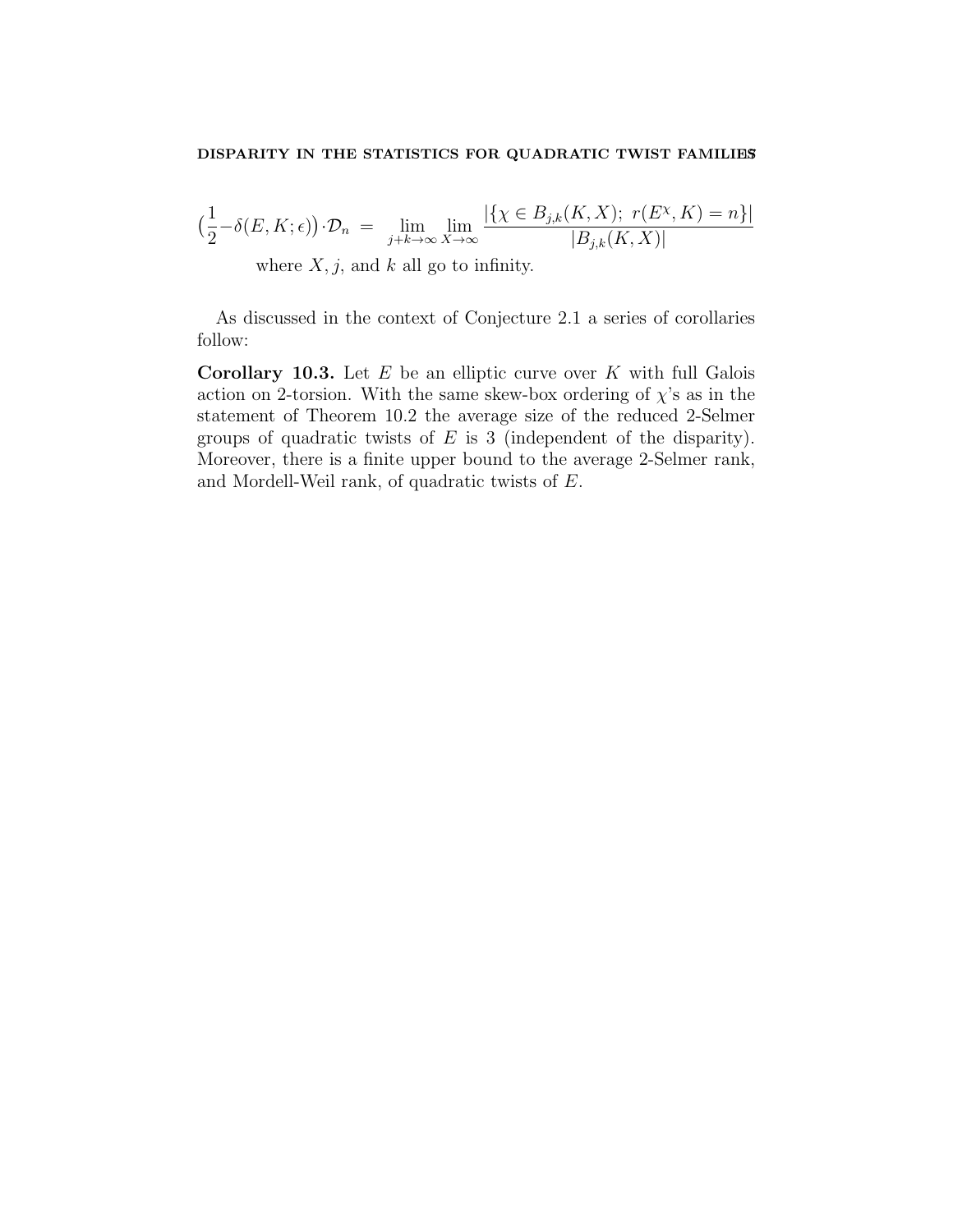$$\big(\frac{1}{2} - \delta(E, K; \epsilon)\big) \cdot \mathcal{D}_n \;=\; \lim_{j+k \to \infty} \lim_{X \to \infty} \frac{|\{\chi \in B_{j,k}(K, X);\; r(E^\chi, K) = n\}|}{|B_{j,k}(K, X)|}$$

where $X$, $j$, and $k$ all go to infinity.

As discussed in the context of Conjecture 2.1 a series of corollaries follow:

**Corollary 10.3.** *Let $E$ be an elliptic curve over $K$ with full Galois action on 2-torsion. With the same skew-box ordering of $\chi$'s as in the statement of Theorem 10.2 the average size of the reduced 2-Selmer groups of quadratic twists of $E$ is 3 (independent of the disparity). Moreover, there is a finite upper bound to the average 2-Selmer rank, and Mordell-Weil rank, of quadratic twists of $E$.*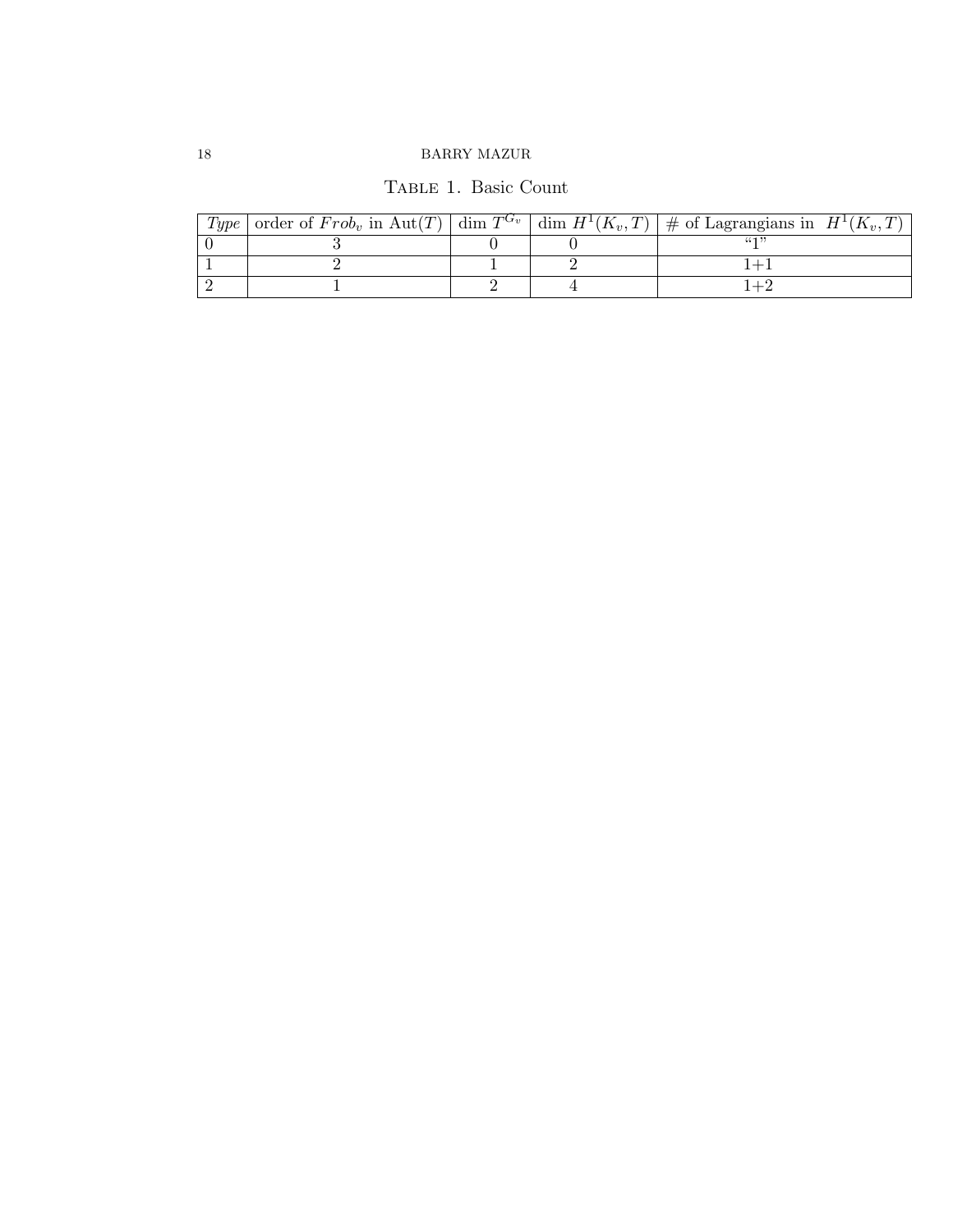Table 1. Basic Count

| *Type* | order of $Frob_v$ in $\mathrm{Aut}(T)$ | dim $T^{G_v}$ | dim $H^1(K_v, T)$ | # of Lagrangians in $H^1(K_v, T)$ |
|---|---|---|---|---|
| 0 | 3 | 0 | 0 | "1" |
| 1 | 2 | 1 | 2 | 1+1 |
| 2 | 1 | 2 | 4 | 1+2 |